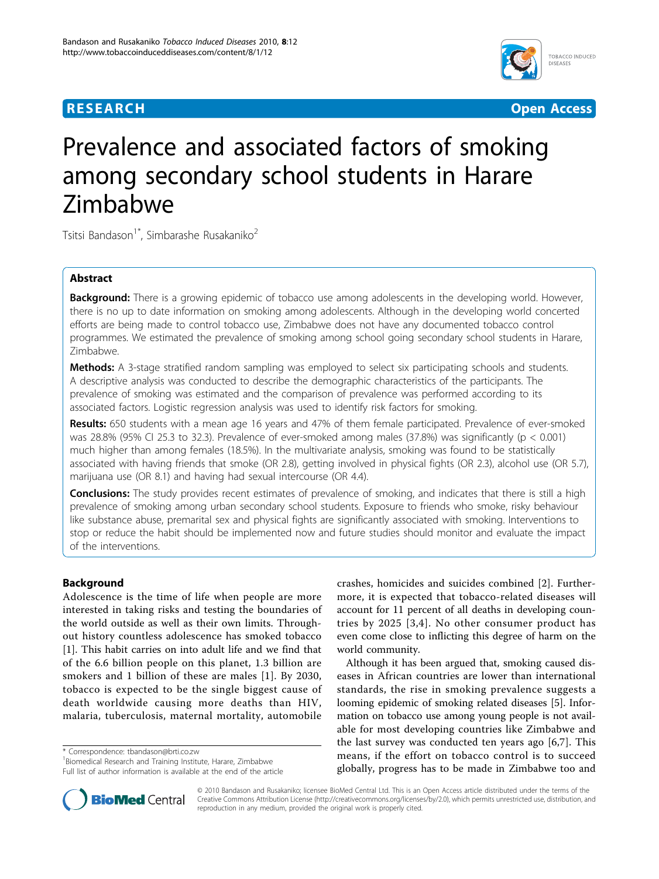**RESEARCH** **Open Access**

# Prevalence and associated factors of smoking among secondary school students in Harare Zimbabwe

Tsitsi Bandason[1*], Simbarashe Rusakaniko[2]

## Abstract

**Background:** There is a growing epidemic of tobacco use among adolescents in the developing world. However, there is no up to date information on smoking among adolescents. Although in the developing world concerted efforts are being made to control tobacco use, Zimbabwe does not have any documented tobacco control programmes. We estimated the prevalence of smoking among school going secondary school students in Harare, Zimbabwe.

**Methods:** A 3-stage stratified random sampling was employed to select six participating schools and students. A descriptive analysis was conducted to describe the demographic characteristics of the participants. The prevalence of smoking was estimated and the comparison of prevalence was performed according to its associated factors. Logistic regression analysis was used to identify risk factors for smoking.

**Results:** 650 students with a mean age 16 years and 47% of them female participated. Prevalence of ever-smoked was 28.8% (95% CI 25.3 to 32.3). Prevalence of ever-smoked among males (37.8%) was significantly ($p < 0.001$) much higher than among females (18.5%). In the multivariate analysis, smoking was found to be statistically associated with having friends that smoke (OR 2.8), getting involved in physical fights (OR 2.3), alcohol use (OR 5.7), marijuana use (OR 8.1) and having had sexual intercourse (OR 4.4).

**Conclusions:** The study provides recent estimates of prevalence of smoking, and indicates that there is still a high prevalence of smoking among urban secondary school students. Exposure to friends who smoke, risky behaviour like substance abuse, premarital sex and physical fights are significantly associated with smoking. Interventions to stop or reduce the habit should be implemented now and future studies should monitor and evaluate the impact of the interventions.

## Background

Adolescence is the time of life when people are more interested in taking risks and testing the boundaries of the world outside as well as their own limits. Throughout history countless adolescence has smoked tobacco [1]. This habit carries on into adult life and we find that of the 6.6 billion people on this planet, 1.3 billion are smokers and 1 billion of these are males [1]. By 2030, tobacco is expected to be the single biggest cause of death worldwide causing more deaths than HIV, malaria, tuberculosis, maternal mortality, automobile crashes, homicides and suicides combined [2]. Furthermore, it is expected that tobacco-related diseases will account for 11 percent of all deaths in developing countries by 2025 [3,4]. No other consumer product has even come close to inflicting this degree of harm on the world community.

Although it has been argued that, smoking caused diseases in African countries are lower than international standards, the rise in smoking prevalence suggests a looming epidemic of smoking related diseases [5]. Information on tobacco use among young people is not available for most developing countries like Zimbabwe and the last survey was conducted ten years ago [6,7]. This means, if the effort on tobacco control is to succeed globally, progress has to be made in Zimbabwe too and

\* Correspondence: tbandason@brti.co.zw
[1]Biomedical Research and Training Institute, Harare, Zimbabwe
Full list of author information is available at the end of the article

© 2010 Bandason and Rusakaniko; licensee BioMed Central Ltd. This is an Open Access article distributed under the terms of the Creative Commons Attribution License (http://creativecommons.org/licenses/by/2.0), which permits unrestricted use, distribution, and reproduction in any medium, provided the original work is properly cited.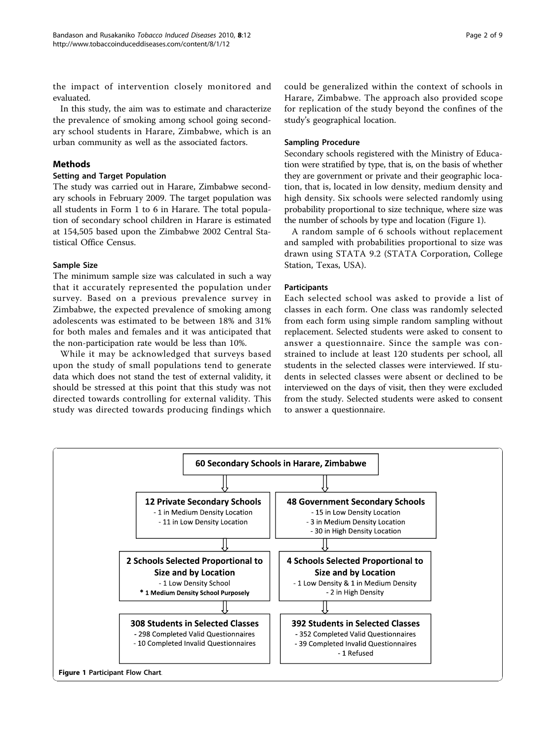the impact of intervention closely monitored and evaluated.

In this study, the aim was to estimate and characterize the prevalence of smoking among school going secondary school students in Harare, Zimbabwe, which is an urban community as well as the associated factors.

## Methods

### Setting and Target Population

The study was carried out in Harare, Zimbabwe secondary schools in February 2009. The target population was all students in Form 1 to 6 in Harare. The total population of secondary school children in Harare is estimated at 154,505 based upon the Zimbabwe 2002 Central Statistical Office Census.

### Sample Size

The minimum sample size was calculated in such a way that it accurately represented the population under survey. Based on a previous prevalence survey in Zimbabwe, the expected prevalence of smoking among adolescents was estimated to be between 18% and 31% for both males and females and it was anticipated that the non-participation rate would be less than 10%.

While it may be acknowledged that surveys based upon the study of small populations tend to generate data which does not stand the test of external validity, it should be stressed at this point that this study was not directed towards controlling for external validity. This study was directed towards producing findings which could be generalized within the context of schools in Harare, Zimbabwe. The approach also provided scope for replication of the study beyond the confines of the study's geographical location.

### Sampling Procedure

Secondary schools registered with the Ministry of Education were stratified by type, that is, on the basis of whether they are government or private and their geographic location, that is, located in low density, medium density and high density. Six schools were selected randomly using probability proportional to size technique, where size was the number of schools by type and location (Figure 1).

A random sample of 6 schools without replacement and sampled with probabilities proportional to size was drawn using STATA 9.2 (STATA Corporation, College Station, Texas, USA).

### Participants

Each selected school was asked to provide a list of classes in each form. One class was randomly selected from each form using simple random sampling without replacement. Selected students were asked to consent to answer a questionnaire. Since the sample was constrained to include at least 120 students per school, all students in the selected classes were interviewed. If students in selected classes were absent or declined to be interviewed on the days of visit, then they were excluded from the study. Selected students were asked to consent to answer a questionnaire.

**60 Secondary Schools in Harare, Zimbabwe**

**12 Private Secondary Schools**
- 1 in Medium Density Location
- 11 in Low Density Location

**48 Government Secondary Schools**
- 15 in Low Density Location
- 3 in Medium Density Location
- 30 in High Density Location

**2 Schools Selected Proportional to Size and by Location**
- 1 Low Density School
- \* 1 Medium Density School Purposely

**4 Schools Selected Proportional to Size and by Location**
- 1 Low Density & 1 in Medium Density
- 2 in High Density

**308 Students in Selected Classes**
- 298 Completed Valid Questionnaires
- 10 Completed Invalid Questionnaires

**392 Students in Selected Classes**
- 352 Completed Valid Questionnaires
- 39 Completed Invalid Questionnaires
- 1 Refused

**Figure 1 Participant Flow Chart**.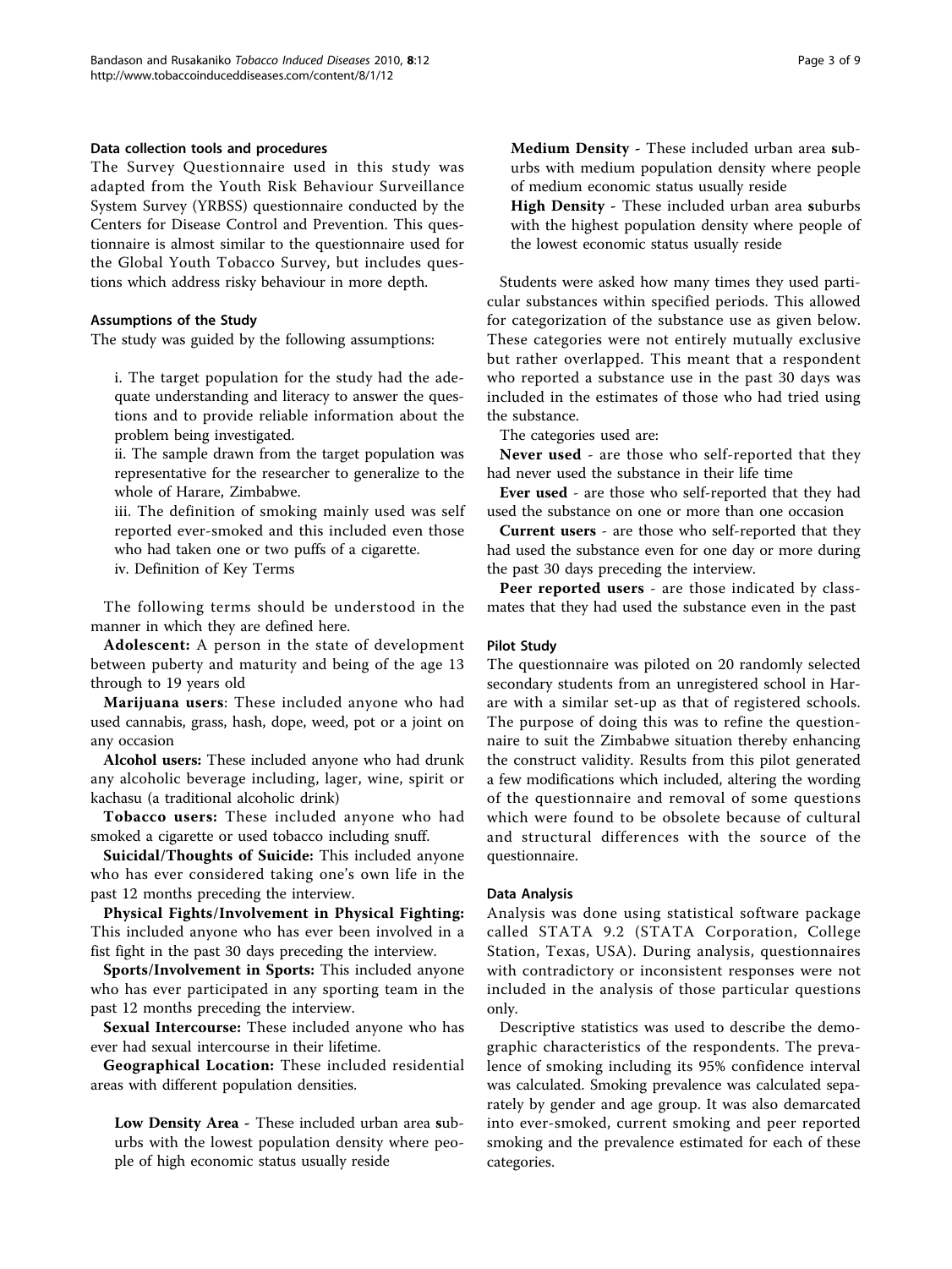### Data collection tools and procedures

The Survey Questionnaire used in this study was adapted from the Youth Risk Behaviour Surveillance System Survey (YRBSS) questionnaire conducted by the Centers for Disease Control and Prevention. This questionnaire is almost similar to the questionnaire used for the Global Youth Tobacco Survey, but includes questions which address risky behaviour in more depth.

### Assumptions of the Study

The study was guided by the following assumptions:

i. The target population for the study had the adequate understanding and literacy to answer the questions and to provide reliable information about the problem being investigated.

ii. The sample drawn from the target population was representative for the researcher to generalize to the whole of Harare, Zimbabwe.

iii. The definition of smoking mainly used was self reported ever-smoked and this included even those who had taken one or two puffs of a cigarette.

iv. Definition of Key Terms

The following terms should be understood in the manner in which they are defined here.

**Adolescent:** A person in the state of development between puberty and maturity and being of the age 13 through to 19 years old

**Marijuana users**: These included anyone who had used cannabis, grass, hash, dope, weed, pot or a joint on any occasion

**Alcohol users:** These included anyone who had drunk any alcoholic beverage including, lager, wine, spirit or kachasu (a traditional alcoholic drink)

**Tobacco users:** These included anyone who had smoked a cigarette or used tobacco including snuff.

**Suicidal/Thoughts of Suicide:** This included anyone who has ever considered taking one's own life in the past 12 months preceding the interview.

**Physical Fights/Involvement in Physical Fighting:** This included anyone who has ever been involved in a fist fight in the past 30 days preceding the interview.

**Sports/Involvement in Sports:** This included anyone who has ever participated in any sporting team in the past 12 months preceding the interview.

**Sexual Intercourse:** These included anyone who has ever had sexual intercourse in their lifetime.

**Geographical Location:** These included residential areas with different population densities.

**Low Density Area** - These included urban area suburbs with the lowest population density where people of high economic status usually reside

**Medium Density** - These included urban area suburbs with medium population density where people of medium economic status usually reside

**High Density** - These included urban area suburbs with the highest population density where people of the lowest economic status usually reside

Students were asked how many times they used particular substances within specified periods. This allowed for categorization of the substance use as given below. These categories were not entirely mutually exclusive but rather overlapped. This meant that a respondent who reported a substance use in the past 30 days was included in the estimates of those who had tried using the substance.

The categories used are:

**Never used** - are those who self-reported that they had never used the substance in their life time

**Ever used** - are those who self-reported that they had used the substance on one or more than one occasion

**Current users** - are those who self-reported that they had used the substance even for one day or more during the past 30 days preceding the interview.

**Peer reported users** - are those indicated by classmates that they had used the substance even in the past

### Pilot Study

The questionnaire was piloted on 20 randomly selected secondary students from an unregistered school in Harare with a similar set-up as that of registered schools. The purpose of doing this was to refine the questionnaire to suit the Zimbabwe situation thereby enhancing the construct validity. Results from this pilot generated a few modifications which included, altering the wording of the questionnaire and removal of some questions which were found to be obsolete because of cultural and structural differences with the source of the questionnaire.

### Data Analysis

Analysis was done using statistical software package called STATA 9.2 (STATA Corporation, College Station, Texas, USA). During analysis, questionnaires with contradictory or inconsistent responses were not included in the analysis of those particular questions only.

Descriptive statistics was used to describe the demographic characteristics of the respondents. The prevalence of smoking including its 95% confidence interval was calculated. Smoking prevalence was calculated separately by gender and age group. It was also demarcated into ever-smoked, current smoking and peer reported smoking and the prevalence estimated for each of these categories.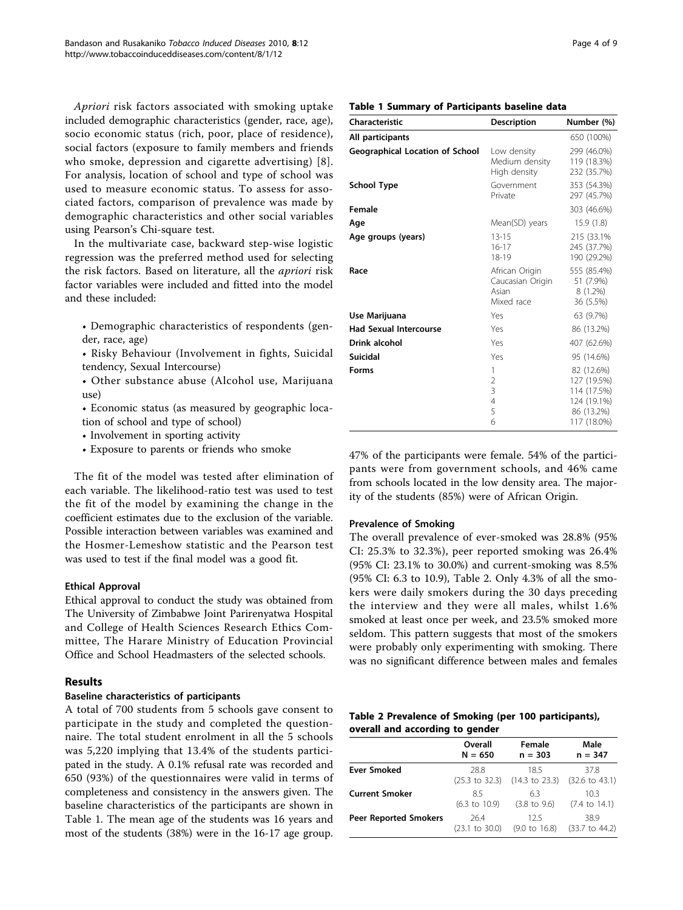*Apriori* risk factors associated with smoking uptake included demographic characteristics (gender, race, age), socio economic status (rich, poor, place of residence), social factors (exposure to family members and friends who smoke, depression and cigarette advertising) [8]. For analysis, location of school and type of school was used to measure economic status. To assess for associated factors, comparison of prevalence was made by demographic characteristics and other social variables using Pearson's Chi-square test.

In the multivariate case, backward step-wise logistic regression was the preferred method used for selecting the risk factors. Based on literature, all the *apriori* risk factor variables were included and fitted into the model and these included:

- Demographic characteristics of respondents (gender, race, age)
- Risky Behaviour (Involvement in fights, Suicidal tendency, Sexual Intercourse)
- Other substance abuse (Alcohol use, Marijuana use)
- Economic status (as measured by geographic location of school and type of school)
- Involvement in sporting activity
- Exposure to parents or friends who smoke

The fit of the model was tested after elimination of each variable. The likelihood-ratio test was used to test the fit of the model by examining the change in the coefficient estimates due to the exclusion of the variable. Possible interaction between variables was examined and the Hosmer-Lemeshow statistic and the Pearson test was used to test if the final model was a good fit.

#### Ethical Approval

Ethical approval to conduct the study was obtained from The University of Zimbabwe Joint Parirenyatwa Hospital and College of Health Sciences Research Ethics Committee, The Harare Ministry of Education Provincial Office and School Headmasters of the selected schools.

## Results

#### Baseline characteristics of participants

A total of 700 students from 5 schools gave consent to participate in the study and completed the questionnaire. The total student enrolment in all the 5 schools was 5,220 implying that 13.4% of the students participated in the study. A 0.1% refusal rate was recorded and 650 (93%) of the questionnaires were valid in terms of completeness and consistency in the answers given. The baseline characteristics of the participants are shown in Table 1. The mean age of the students was 16 years and most of the students (38%) were in the 16-17 age group.

**Table 1 Summary of Participants baseline data**

| Characteristic | Description | Number (%) |
|---|---|---|
| **All participants** | | 650 (100%) |
| **Geographical Location of School** | Low density | 299 (46.0%) |
| | Medium density | 119 (18.3%) |
| | High density | 232 (35.7%) |
| **School Type** | Government | 353 (54.3%) |
| | Private | 297 (45.7%) |
| **Female** | | 303 (46.6%) |
| **Age** | Mean(SD) years | 15.9 (1.8) |
| **Age groups (years)** | 13-15 | 215 (33.1% |
| | 16-17 | 245 (37.7%) |
| | 18-19 | 190 (29.2%) |
| **Race** | African Origin | 555 (85.4%) |
| | Caucasian Origin | 51 (7.9%) |
| | Asian | 8 (1.2%) |
| | Mixed race | 36 (5.5%) |
| **Use Marijuana** | Yes | 63 (9.7%) |
| **Had Sexual Intercourse** | Yes | 86 (13.2%) |
| **Drink alcohol** | Yes | 407 (62.6%) |
| **Suicidal** | Yes | 95 (14.6%) |
| **Forms** | 1 | 82 (12.6%) |
| | 2 | 127 (19.5%) |
| | 3 | 114 (17.5%) |
| | 4 | 124 (19.1%) |
| | 5 | 86 (13.2%) |
| | 6 | 117 (18.0%) |

47% of the participants were female. 54% of the participants were from government schools, and 46% came from schools located in the low density area. The majority of the students (85%) were of African Origin.

#### Prevalence of Smoking

The overall prevalence of ever-smoked was 28.8% (95% CI: 25.3% to 32.3%), peer reported smoking was 26.4% (95% CI: 23.1% to 30.0%) and current-smoking was 8.5% (95% CI: 6.3 to 10.9), Table 2. Only 4.3% of all the smokers were daily smokers during the 30 days preceding the interview and they were all males, whilst 1.6% smoked at least once per week, and 23.5% smoked more seldom. This pattern suggests that most of the smokers were probably only experimenting with smoking. There was no significant difference between males and females

**Table 2 Prevalence of Smoking (per 100 participants), overall and according to gender**

| | Overall N = 650 | Female n = 303 | Male n = 347 |
|---|---|---|---|
| **Ever Smoked** | 28.8 (25.3 to 32.3) | 18.5 (14.3 to 23.3) | 37.8 (32.6 to 43.1) |
| **Current Smoker** | 8.5 (6.3 to 10.9) | 6.3 (3.8 to 9.6) | 10.3 (7.4 to 14.1) |
| **Peer Reported Smokers** | 26.4 (23.1 to 30.0) | 12.5 (9.0 to 16.8) | 38.9 (33.7 to 44.2) |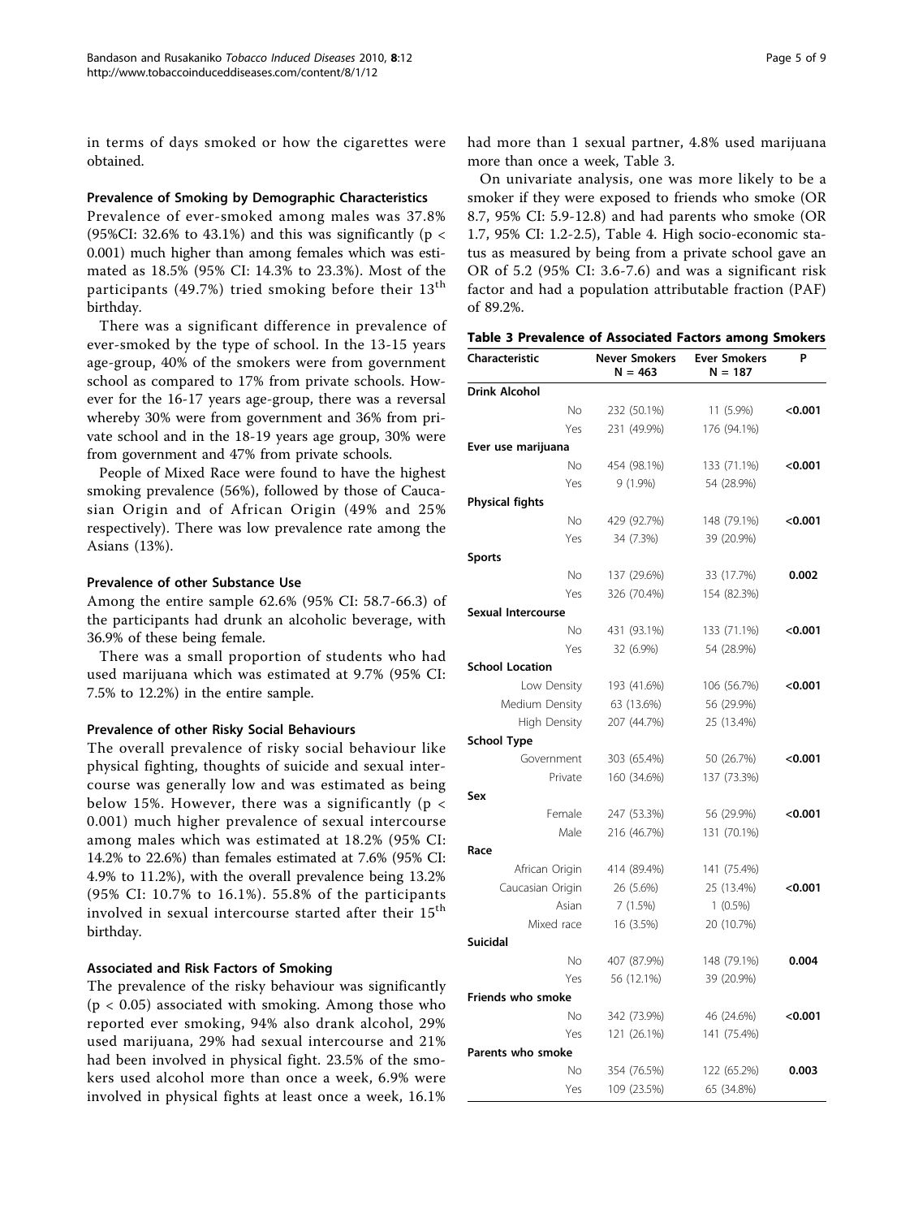in terms of days smoked or how the cigarettes were obtained.

### Prevalence of Smoking by Demographic Characteristics

Prevalence of ever-smoked among males was 37.8% (95%CI: 32.6% to 43.1%) and this was significantly ($p < 0.001$) much higher than among females which was estimated as 18.5% (95% CI: 14.3% to 23.3%). Most of the participants (49.7%) tried smoking before their 13[th] birthday.

There was a significant difference in prevalence of ever-smoked by the type of school. In the 13-15 years age-group, 40% of the smokers were from government school as compared to 17% from private schools. However for the 16-17 years age-group, there was a reversal whereby 30% were from government and 36% from private school and in the 18-19 years age group, 30% were from government and 47% from private schools.

People of Mixed Race were found to have the highest smoking prevalence (56%), followed by those of Caucasian Origin and of African Origin (49% and 25% respectively). There was low prevalence rate among the Asians (13%).

### Prevalence of other Substance Use

Among the entire sample 62.6% (95% CI: 58.7-66.3) of the participants had drunk an alcoholic beverage, with 36.9% of these being female.

There was a small proportion of students who had used marijuana which was estimated at 9.7% (95% CI: 7.5% to 12.2%) in the entire sample.

### Prevalence of other Risky Social Behaviours

The overall prevalence of risky social behaviour like physical fighting, thoughts of suicide and sexual intercourse was generally low and was estimated as being below 15%. However, there was a significantly ($p < 0.001$) much higher prevalence of sexual intercourse among males which was estimated at 18.2% (95% CI: 14.2% to 22.6%) than females estimated at 7.6% (95% CI: 4.9% to 11.2%), with the overall prevalence being 13.2% (95% CI: 10.7% to 16.1%). 55.8% of the participants involved in sexual intercourse started after their 15[th] birthday.

### Associated and Risk Factors of Smoking

The prevalence of the risky behaviour was significantly ($p < 0.05$) associated with smoking. Among those who reported ever smoking, 94% also drank alcohol, 29% used marijuana, 29% had sexual intercourse and 21% had been involved in physical fight. 23.5% of the smokers used alcohol more than once a week, 6.9% were involved in physical fights at least once a week, 16.1% had more than 1 sexual partner, 4.8% used marijuana more than once a week, Table 3.

On univariate analysis, one was more likely to be a smoker if they were exposed to friends who smoke (OR 8.7, 95% CI: 5.9-12.8) and had parents who smoke (OR 1.7, 95% CI: 1.2-2.5), Table 4. High socio-economic status as measured by being from a private school gave an OR of 5.2 (95% CI: 3.6-7.6) and was a significant risk factor and had a population attributable fraction (PAF) of 89.2%.

**Table 3 Prevalence of Associated Factors among Smokers**

| Characteristic | Never Smokers N = 463 | Ever Smokers N = 187 | P |
|---|---|---|---|
| **Drink Alcohol** | | | |
| No | 232 (50.1%) | 11 (5.9%) | **<0.001** |
| Yes | 231 (49.9%) | 176 (94.1%) | |
| **Ever use marijuana** | | | |
| No | 454 (98.1%) | 133 (71.1%) | **<0.001** |
| Yes | 9 (1.9%) | 54 (28.9%) | |
| **Physical fights** | | | |
| No | 429 (92.7%) | 148 (79.1%) | **<0.001** |
| Yes | 34 (7.3%) | 39 (20.9%) | |
| **Sports** | | | |
| No | 137 (29.6%) | 33 (17.7%) | **0.002** |
| Yes | 326 (70.4%) | 154 (82.3%) | |
| **Sexual Intercourse** | | | |
| No | 431 (93.1%) | 133 (71.1%) | **<0.001** |
| Yes | 32 (6.9%) | 54 (28.9%) | |
| **School Location** | | | |
| Low Density | 193 (41.6%) | 106 (56.7%) | **<0.001** |
| Medium Density | 63 (13.6%) | 56 (29.9%) | |
| High Density | 207 (44.7%) | 25 (13.4%) | |
| **School Type** | | | |
| Government | 303 (65.4%) | 50 (26.7%) | **<0.001** |
| Private | 160 (34.6%) | 137 (73.3%) | |
| **Sex** | | | |
| Female | 247 (53.3%) | 56 (29.9%) | **<0.001** |
| Male | 216 (46.7%) | 131 (70.1%) | |
| **Race** | | | |
| African Origin | 414 (89.4%) | 141 (75.4%) | |
| Caucasian Origin | 26 (5.6%) | 25 (13.4%) | **<0.001** |
| Asian | 7 (1.5%) | 1 (0.5%) | |
| Mixed race | 16 (3.5%) | 20 (10.7%) | |
| **Suicidal** | | | |
| No | 407 (87.9%) | 148 (79.1%) | **0.004** |
| Yes | 56 (12.1%) | 39 (20.9%) | |
| **Friends who smoke** | | | |
| No | 342 (73.9%) | 46 (24.6%) | **<0.001** |
| Yes | 121 (26.1%) | 141 (75.4%) | |
| **Parents who smoke** | | | |
| No | 354 (76.5%) | 122 (65.2%) | **0.003** |
| Yes | 109 (23.5%) | 65 (34.8%) | |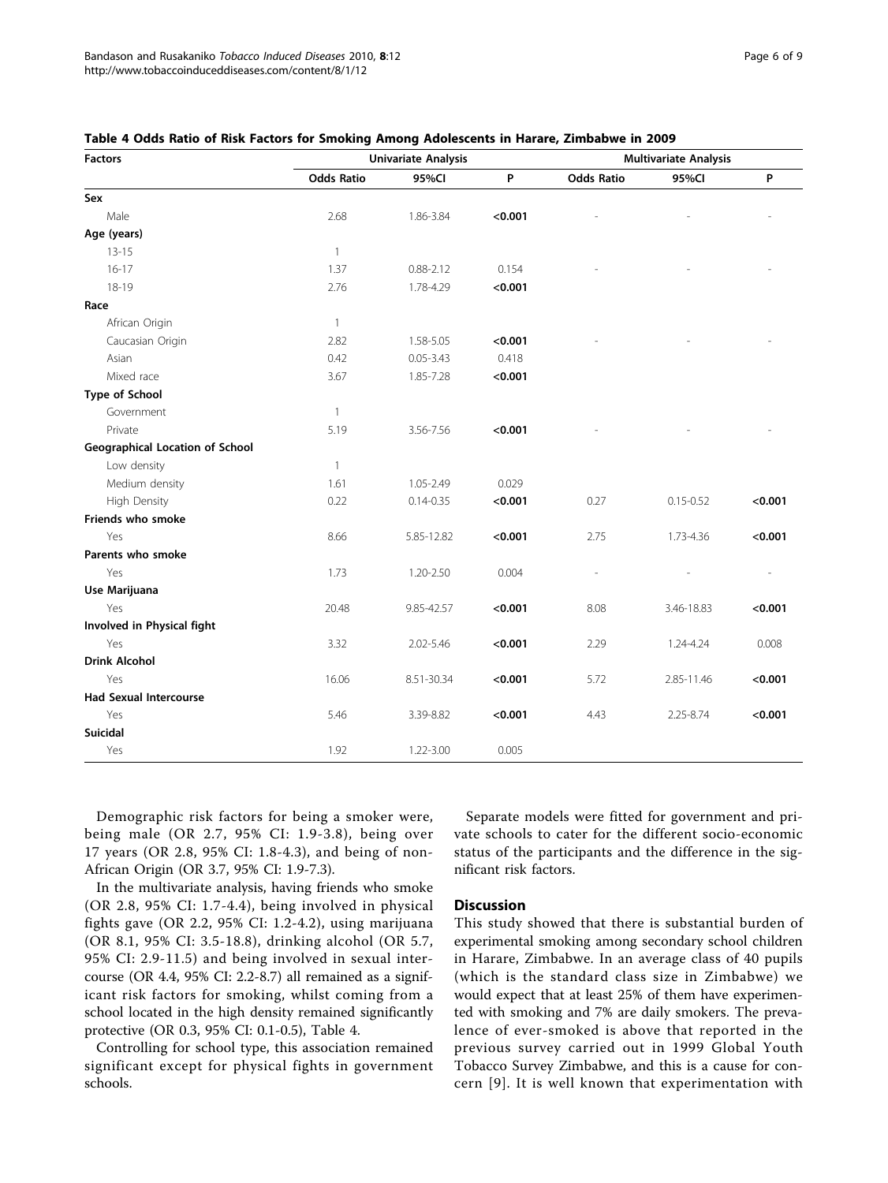**Table 4 Odds Ratio of Risk Factors for Smoking Among Adolescents in Harare, Zimbabwe in 2009**

| Factors | Univariate Analysis | | | Multivariate Analysis | | |
|---|---|---|---|---|---|---|
| | Odds Ratio | 95%CI | P | Odds Ratio | 95%CI | P |
| **Sex** | | | | | | |
| Male | 2.68 | 1.86-3.84 | **<0.001** | - | - | - |
| **Age (years)** | | | | | | |
| 13-15 | 1 | | | | | |
| 16-17 | 1.37 | 0.88-2.12 | 0.154 | - | - | - |
| 18-19 | 2.76 | 1.78-4.29 | **<0.001** | | | |
| **Race** | | | | | | |
| African Origin | 1 | | | | | |
| Caucasian Origin | 2.82 | 1.58-5.05 | **<0.001** | - | - | - |
| Asian | 0.42 | 0.05-3.43 | 0.418 | | | |
| Mixed race | 3.67 | 1.85-7.28 | **<0.001** | | | |
| **Type of School** | | | | | | |
| Government | 1 | | | | | |
| Private | 5.19 | 3.56-7.56 | **<0.001** | - | - | - |
| **Geographical Location of School** | | | | | | |
| Low density | 1 | | | | | |
| Medium density | 1.61 | 1.05-2.49 | 0.029 | | | |
| High Density | 0.22 | 0.14-0.35 | **<0.001** | 0.27 | 0.15-0.52 | **<0.001** |
| **Friends who smoke** | | | | | | |
| Yes | 8.66 | 5.85-12.82 | **<0.001** | 2.75 | 1.73-4.36 | **<0.001** |
| **Parents who smoke** | | | | | | |
| Yes | 1.73 | 1.20-2.50 | 0.004 | - | - | - |
| **Use Marijuana** | | | | | | |
| Yes | 20.48 | 9.85-42.57 | **<0.001** | 8.08 | 3.46-18.83 | **<0.001** |
| **Involved in Physical fight** | | | | | | |
| Yes | 3.32 | 2.02-5.46 | **<0.001** | 2.29 | 1.24-4.24 | 0.008 |
| **Drink Alcohol** | | | | | | |
| Yes | 16.06 | 8.51-30.34 | **<0.001** | 5.72 | 2.85-11.46 | **<0.001** |
| **Had Sexual Intercourse** | | | | | | |
| Yes | 5.46 | 3.39-8.82 | **<0.001** | 4.43 | 2.25-8.74 | **<0.001** |
| **Suicidal** | | | | | | |
| Yes | 1.92 | 1.22-3.00 | 0.005 | | | |

Demographic risk factors for being a smoker were, being male (OR 2.7, 95% CI: 1.9-3.8), being over 17 years (OR 2.8, 95% CI: 1.8-4.3), and being of non-African Origin (OR 3.7, 95% CI: 1.9-7.3).

In the multivariate analysis, having friends who smoke (OR 2.8, 95% CI: 1.7-4.4), being involved in physical fights gave (OR 2.2, 95% CI: 1.2-4.2), using marijuana (OR 8.1, 95% CI: 3.5-18.8), drinking alcohol (OR 5.7, 95% CI: 2.9-11.5) and being involved in sexual intercourse (OR 4.4, 95% CI: 2.2-8.7) all remained as a significant risk factors for smoking, whilst coming from a school located in the high density remained significantly protective (OR 0.3, 95% CI: 0.1-0.5), Table 4.

Controlling for school type, this association remained significant except for physical fights in government schools.

Separate models were fitted for government and private schools to cater for the different socio-economic status of the participants and the difference in the significant risk factors.

## Discussion

This study showed that there is substantial burden of experimental smoking among secondary school children in Harare, Zimbabwe. In an average class of 40 pupils (which is the standard class size in Zimbabwe) we would expect that at least 25% of them have experimented with smoking and 7% are daily smokers. The prevalence of ever-smoked is above that reported in the previous survey carried out in 1999 Global Youth Tobacco Survey Zimbabwe, and this is a cause for concern [9]. It is well known that experimentation with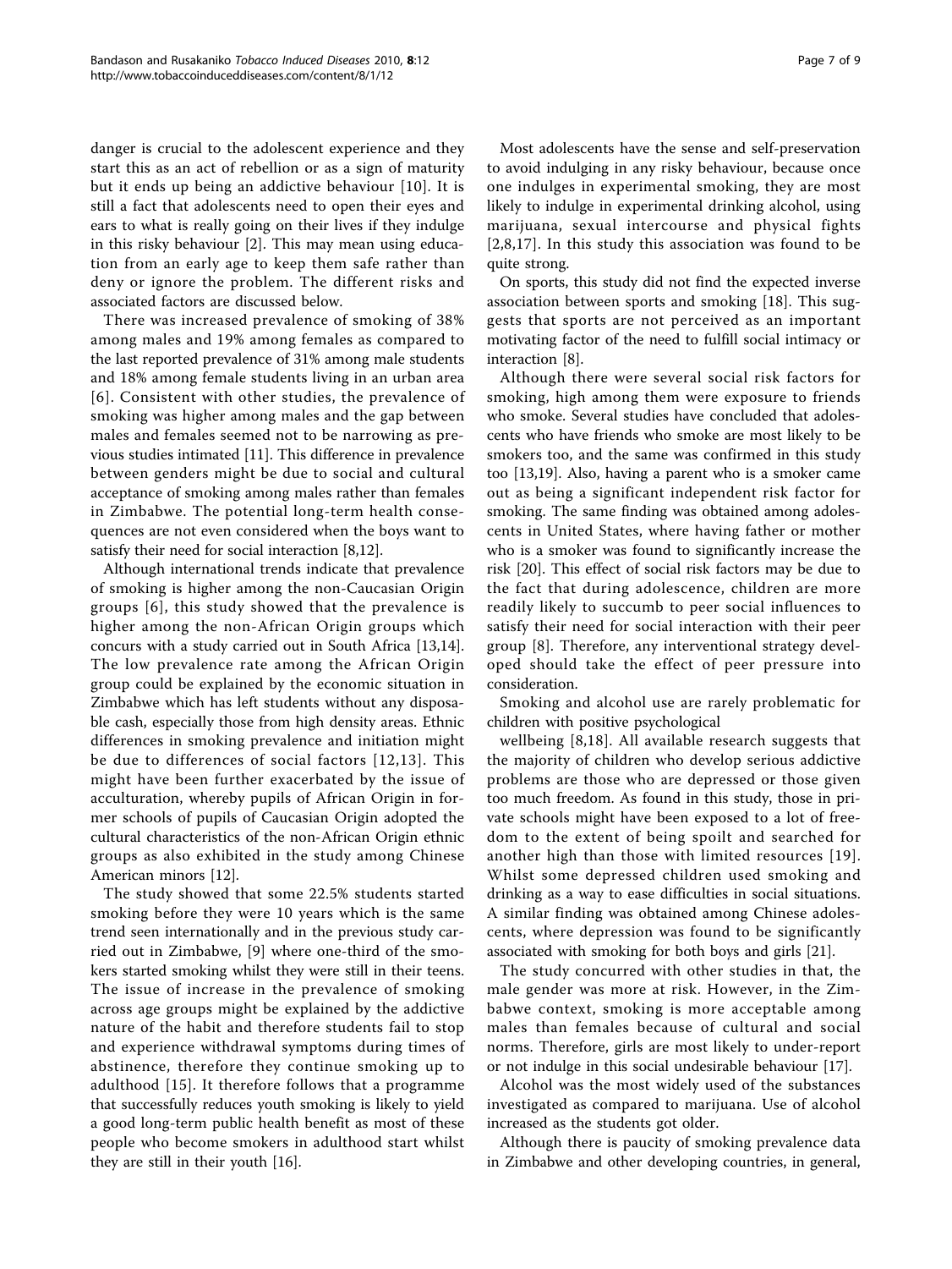danger is crucial to the adolescent experience and they start this as an act of rebellion or as a sign of maturity but it ends up being an addictive behaviour [10]. It is still a fact that adolescents need to open their eyes and ears to what is really going on their lives if they indulge in this risky behaviour [2]. This may mean using education from an early age to keep them safe rather than deny or ignore the problem. The different risks and associated factors are discussed below.

There was increased prevalence of smoking of 38% among males and 19% among females as compared to the last reported prevalence of 31% among male students and 18% among female students living in an urban area [6]. Consistent with other studies, the prevalence of smoking was higher among males and the gap between males and females seemed not to be narrowing as previous studies intimated [11]. This difference in prevalence between genders might be due to social and cultural acceptance of smoking among males rather than females in Zimbabwe. The potential long-term health consequences are not even considered when the boys want to satisfy their need for social interaction [8,12].

Although international trends indicate that prevalence of smoking is higher among the non-Caucasian Origin groups [6], this study showed that the prevalence is higher among the non-African Origin groups which concurs with a study carried out in South Africa [13,14]. The low prevalence rate among the African Origin group could be explained by the economic situation in Zimbabwe which has left students without any disposable cash, especially those from high density areas. Ethnic differences in smoking prevalence and initiation might be due to differences of social factors [12,13]. This might have been further exacerbated by the issue of acculturation, whereby pupils of African Origin in former schools of pupils of Caucasian Origin adopted the cultural characteristics of the non-African Origin ethnic groups as also exhibited in the study among Chinese American minors [12].

The study showed that some 22.5% students started smoking before they were 10 years which is the same trend seen internationally and in the previous study carried out in Zimbabwe, [9] where one-third of the smokers started smoking whilst they were still in their teens. The issue of increase in the prevalence of smoking across age groups might be explained by the addictive nature of the habit and therefore students fail to stop and experience withdrawal symptoms during times of abstinence, therefore they continue smoking up to adulthood [15]. It therefore follows that a programme that successfully reduces youth smoking is likely to yield a good long-term public health benefit as most of these people who become smokers in adulthood start whilst they are still in their youth [16].

Most adolescents have the sense and self-preservation to avoid indulging in any risky behaviour, because once one indulges in experimental smoking, they are most likely to indulge in experimental drinking alcohol, using marijuana, sexual intercourse and physical fights [2,8,17]. In this study this association was found to be quite strong.

On sports, this study did not find the expected inverse association between sports and smoking [18]. This suggests that sports are not perceived as an important motivating factor of the need to fulfill social intimacy or interaction [8].

Although there were several social risk factors for smoking, high among them were exposure to friends who smoke. Several studies have concluded that adolescents who have friends who smoke are most likely to be smokers too, and the same was confirmed in this study too [13,19]. Also, having a parent who is a smoker came out as being a significant independent risk factor for smoking. The same finding was obtained among adolescents in United States, where having father or mother who is a smoker was found to significantly increase the risk [20]. This effect of social risk factors may be due to the fact that during adolescence, children are more readily likely to succumb to peer social influences to satisfy their need for social interaction with their peer group [8]. Therefore, any interventional strategy developed should take the effect of peer pressure into consideration.

Smoking and alcohol use are rarely problematic for children with positive psychological wellbeing [8,18]. All available research suggests that the majority of children who develop serious addictive problems are those who are depressed or those given too much freedom. As found in this study, those in private schools might have been exposed to a lot of freedom to the extent of being spoilt and searched for another high than those with limited resources [19]. Whilst some depressed children used smoking and drinking as a way to ease difficulties in social situations. A similar finding was obtained among Chinese adolescents, where depression was found to be significantly associated with smoking for both boys and girls [21].

The study concurred with other studies in that, the male gender was more at risk. However, in the Zimbabwe context, smoking is more acceptable among males than females because of cultural and social norms. Therefore, girls are most likely to under-report or not indulge in this social undesirable behaviour [17].

Alcohol was the most widely used of the substances investigated as compared to marijuana. Use of alcohol increased as the students got older.

Although there is paucity of smoking prevalence data in Zimbabwe and other developing countries, in general,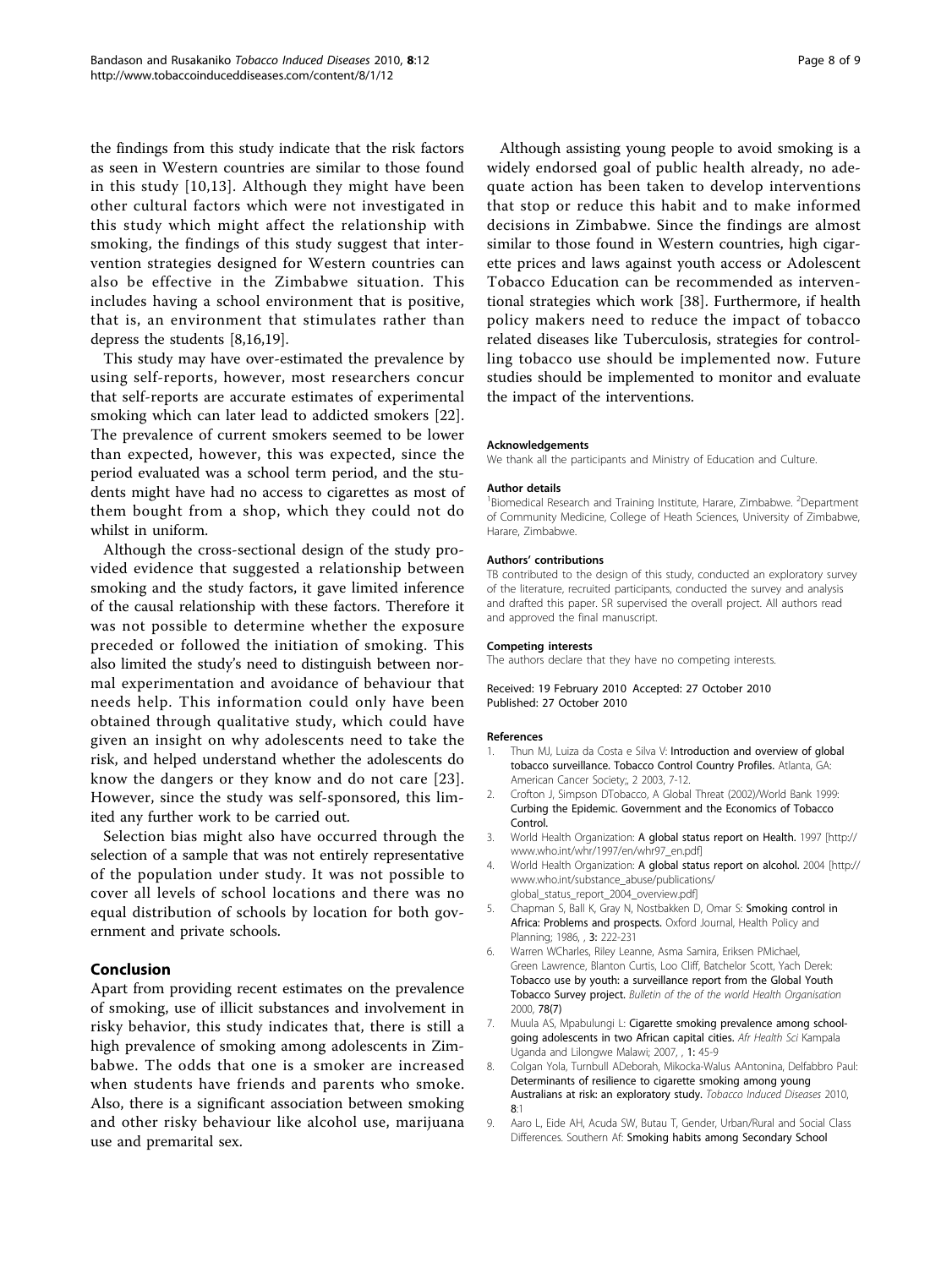the findings from this study indicate that the risk factors as seen in Western countries are similar to those found in this study [10,13]. Although they might have been other cultural factors which were not investigated in this study which might affect the relationship with smoking, the findings of this study suggest that intervention strategies designed for Western countries can also be effective in the Zimbabwe situation. This includes having a school environment that is positive, that is, an environment that stimulates rather than depress the students [8,16,19].

This study may have over-estimated the prevalence by using self-reports, however, most researchers concur that self-reports are accurate estimates of experimental smoking which can later lead to addicted smokers [22]. The prevalence of current smokers seemed to be lower than expected, however, this was expected, since the period evaluated was a school term period, and the students might have had no access to cigarettes as most of them bought from a shop, which they could not do whilst in uniform.

Although the cross-sectional design of the study provided evidence that suggested a relationship between smoking and the study factors, it gave limited inference of the causal relationship with these factors. Therefore it was not possible to determine whether the exposure preceded or followed the initiation of smoking. This also limited the study's need to distinguish between normal experimentation and avoidance of behaviour that needs help. This information could only have been obtained through qualitative study, which could have given an insight on why adolescents need to take the risk, and helped understand whether the adolescents do know the dangers or they know and do not care [23]. However, since the study was self-sponsored, this limited any further work to be carried out.

Selection bias might also have occurred through the selection of a sample that was not entirely representative of the population under study. It was not possible to cover all levels of school locations and there was no equal distribution of schools by location for both government and private schools.

## Conclusion

Apart from providing recent estimates on the prevalence of smoking, use of illicit substances and involvement in risky behavior, this study indicates that, there is still a high prevalence of smoking among adolescents in Zimbabwe. The odds that one is a smoker are increased when students have friends and parents who smoke. Also, there is a significant association between smoking and other risky behaviour like alcohol use, marijuana use and premarital sex.

Although assisting young people to avoid smoking is a widely endorsed goal of public health already, no adequate action has been taken to develop interventions that stop or reduce this habit and to make informed decisions in Zimbabwe. Since the findings are almost similar to those found in Western countries, high cigarette prices and laws against youth access or Adolescent Tobacco Education can be recommended as interventional strategies which work [38]. Furthermore, if health policy makers need to reduce the impact of tobacco related diseases like Tuberculosis, strategies for controlling tobacco use should be implemented now. Future studies should be implemented to monitor and evaluate the impact of the interventions.

#### Acknowledgements

We thank all the participants and Ministry of Education and Culture.

#### Author details

[1]Biomedical Research and Training Institute, Harare, Zimbabwe. [2]Department of Community Medicine, College of Heath Sciences, University of Zimbabwe, Harare, Zimbabwe.

#### Authors' contributions

TB contributed to the design of this study, conducted an exploratory survey of the literature, recruited participants, conducted the survey and analysis and drafted this paper. SR supervised the overall project. All authors read and approved the final manuscript.

#### Competing interests

The authors declare that they have no competing interests.

Received: 19 February 2010 Accepted: 27 October 2010
Published: 27 October 2010

#### References

1. Thun MJ, Luiza da Costa e Silva V: **Introduction and overview of global tobacco surveillance. Tobacco Control Country Profiles.** Atlanta, GA: American Cancer Society;, 2 2003, 7-12.
2. Crofton J, Simpson DTobacco, A Global Threat (2002)/World Bank 1999: **Curbing the Epidemic. Government and the Economics of Tobacco Control.**
3. World Health Organization: **A global status report on Health.** 1997 [http://www.who.int/whr/1997/en/whr97_en.pdf]
4. World Health Organization: **A global status report on alcohol.** 2004 [http://www.who.int/substance_abuse/publications/global_status_report_2004_overview.pdf]
5. Chapman S, Ball K, Gray N, Nostbakken D, Omar S: **Smoking control in Africa: Problems and prospects.** Oxford Journal, Health Policy and Planning; 1986, , **3:** 222-231
6. Warren WCharles, Riley Leanne, Asma Samira, Eriksen PMichael, Green Lawrence, Blanton Curtis, Loo Cliff, Batchelor Scott, Yach Derek: **Tobacco use by youth: a surveillance report from the Global Youth Tobacco Survey project.** *Bulletin of the of the world Health Organisation* 2000, **78(7)**
7. Muula AS, Mpabulungi L: **Cigarette smoking prevalence among school-going adolescents in two African capital cities.** *Afr Health Sci* Kampala Uganda and Lilongwe Malawi; 2007, , **1:** 45-9
8. Colgan Yola, Turnbull ADeborah, Mikocka-Walus AAntonina, Delfabbro Paul: **Determinants of resilience to cigarette smoking among young Australians at risk: an exploratory study.** *Tobacco Induced Diseases* 2010, **8**:1
9. Aaro L, Eide AH, Acuda SW, Butau T, Gender, Urban/Rural and Social Class Differences. Southern Af: **Smoking habits among Secondary School**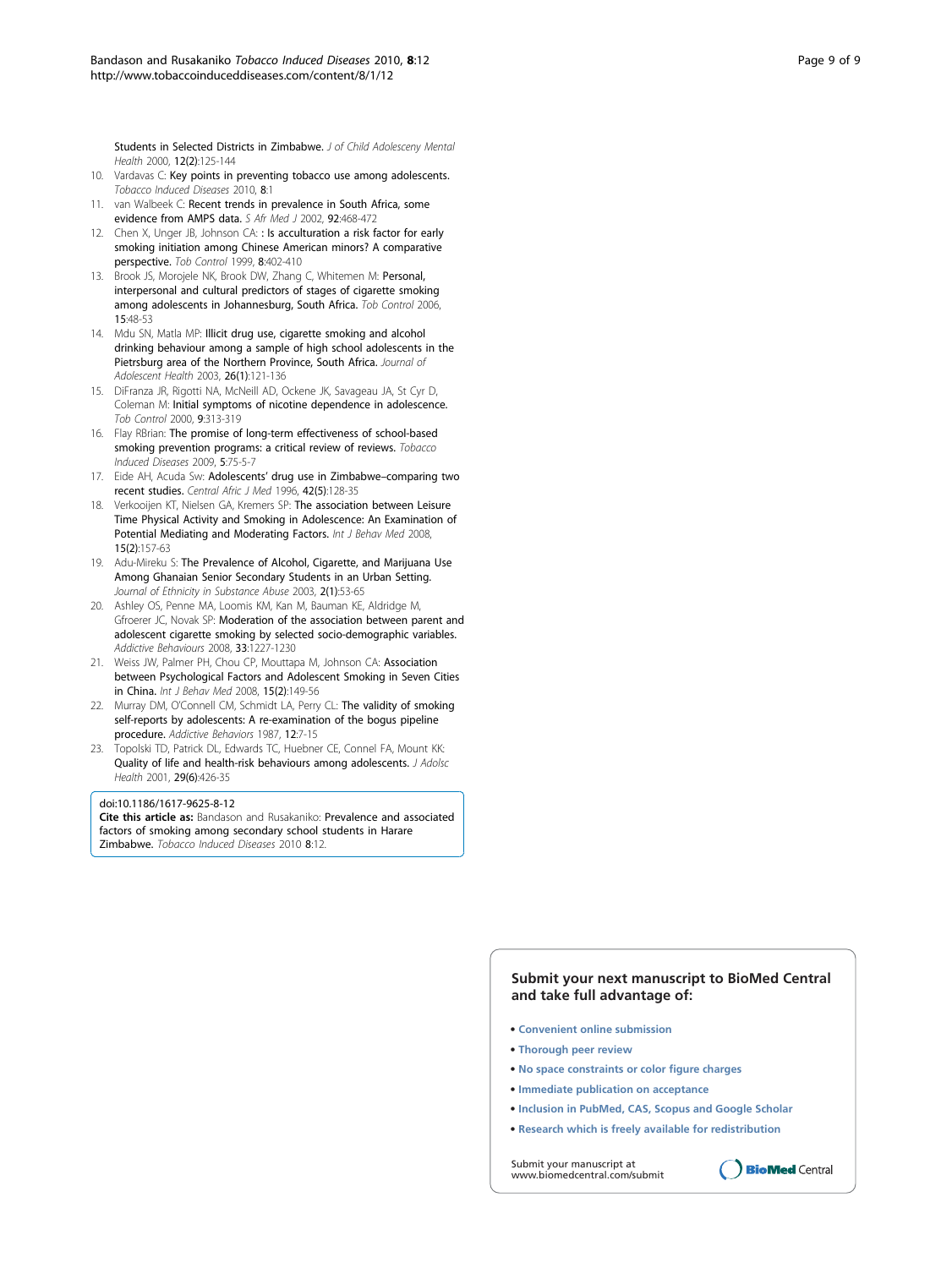Students in Selected Districts in Zimbabwe. *J of Child Adolesceny Mental Health* 2000, **12(2)**:125-144

10. Vardavas C: **Key points in preventing tobacco use among adolescents.** *Tobacco Induced Diseases* 2010, **8**:1
11. van Walbeek C: **Recent trends in prevalence in South Africa, some evidence from AMPS data.** *S Afr Med J* 2002, **92**:468-472
12. Chen X, Unger JB, Johnson CA: **: Is acculturation a risk factor for early smoking initiation among Chinese American minors? A comparative perspective.** *Tob Control* 1999, **8**:402-410
13. Brook JS, Morojele NK, Brook DW, Zhang C, Whitemen M: **Personal, interpersonal and cultural predictors of stages of cigarette smoking among adolescents in Johannesburg, South Africa.** *Tob Control* 2006, **15**:48-53
14. Mdu SN, Matla MP: **Illicit drug use, cigarette smoking and alcohol drinking behaviour among a sample of high school adolescents in the Pietrsburg area of the Northern Province, South Africa.** *Journal of Adolescent Health* 2003, **26(1)**:121-136
15. DiFranza JR, Rigotti NA, McNeill AD, Ockene JK, Savageau JA, St Cyr D, Coleman M: **Initial symptoms of nicotine dependence in adolescence.** *Tob Control* 2000, **9**:313-319
16. Flay RBrian: **The promise of long-term effectiveness of school-based smoking prevention programs: a critical review of reviews.** *Tobacco Induced Diseases* 2009, **5**:75-5-7
17. Eide AH, Acuda Sw: **Adolescents' drug use in Zimbabwe–comparing two recent studies.** *Central Afric J Med* 1996, **42(5)**:128-35
18. Verkooijen KT, Nielsen GA, Kremers SP: **The association between Leisure Time Physical Activity and Smoking in Adolescence: An Examination of Potential Mediating and Moderating Factors.** *Int J Behav Med* 2008, **15(2)**:157-63
19. Adu-Mireku S: **The Prevalence of Alcohol, Cigarette, and Marijuana Use Among Ghanaian Senior Secondary Students in an Urban Setting.** *Journal of Ethnicity in Substance Abuse* 2003, **2(1)**:53-65
20. Ashley OS, Penne MA, Loomis KM, Kan M, Bauman KE, Aldridge M, Gfroerer JC, Novak SP: **Moderation of the association between parent and adolescent cigarette smoking by selected socio-demographic variables.** *Addictive Behaviours* 2008, **33**:1227-1230
21. Weiss JW, Palmer PH, Chou CP, Mouttapa M, Johnson CA: **Association between Psychological Factors and Adolescent Smoking in Seven Cities in China.** *Int J Behav Med* 2008, **15(2)**:149-56
22. Murray DM, O'Connell CM, Schmidt LA, Perry CL: **The validity of smoking self-reports by adolescents: A re-examination of the bogus pipeline procedure.** *Addictive Behaviors* 1987, **12**:7-15
23. Topolski TD, Patrick DL, Edwards TC, Huebner CE, Connel FA, Mount KK: **Quality of life and health-risk behaviours among adolescents.** *J Adolsc Health* 2001, **29(6)**:426-35

doi:10.1186/1617-9625-8-12
**Cite this article as:** Bandason and Rusakaniko: **Prevalence and associated factors of smoking among secondary school students in Harare Zimbabwe.** *Tobacco Induced Diseases* 2010 **8**:12.

**Submit your next manuscript to BioMed Central and take full advantage of:**

- Convenient online submission
- Thorough peer review
- No space constraints or color figure charges
- Immediate publication on acceptance
- Inclusion in PubMed, CAS, Scopus and Google Scholar
- Research which is freely available for redistribution

Submit your manuscript at
www.biomedcentral.com/submit

BioMed Central